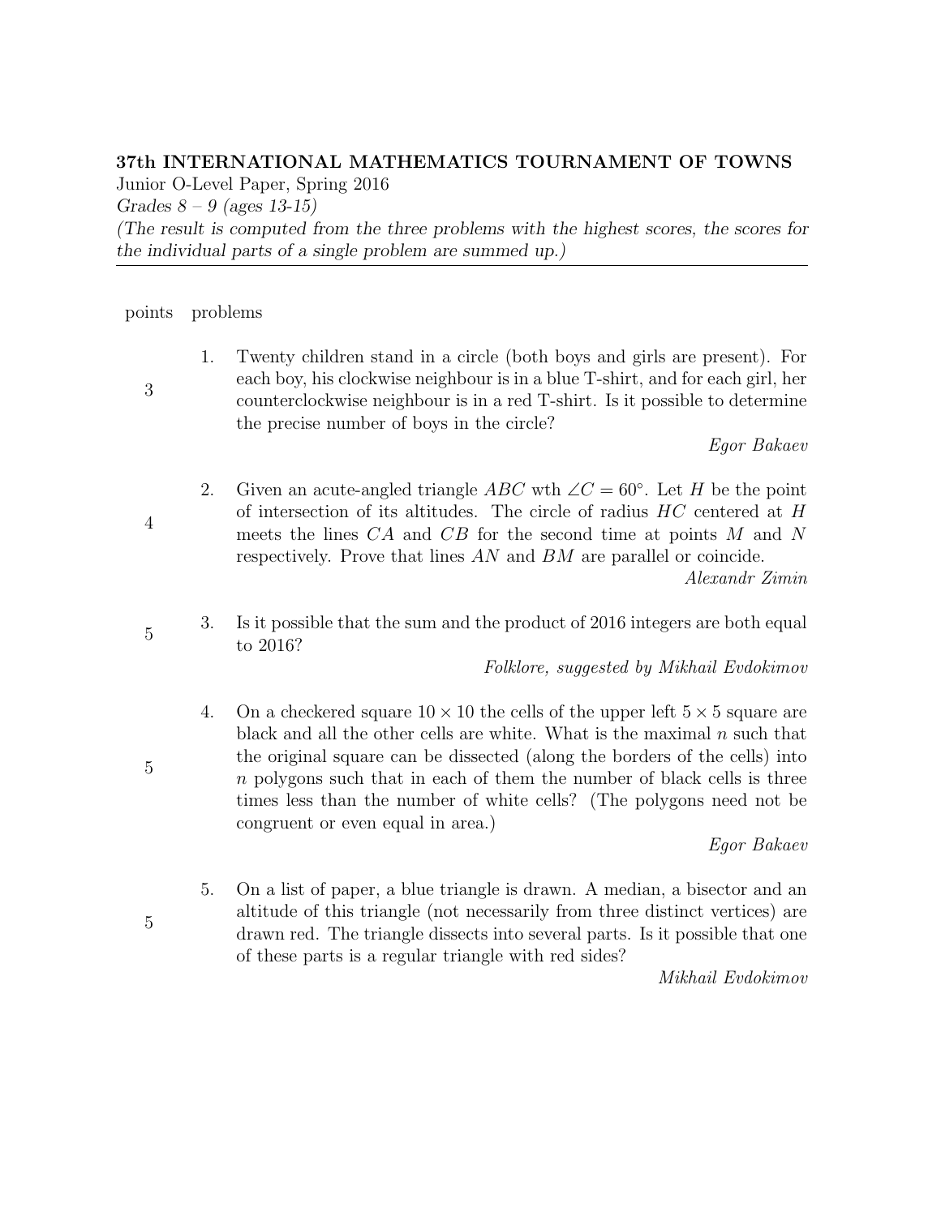**37th INTERNATIONAL MATHEMATICS TOURNAMENT OF TOWNS**

Junior O-Level Paper, Spring 2016

*Grades 8 – 9 (ages 13-15)*

*(The result is computed from the three problems with the highest scores, the scores for the individual parts of a single problem are summed up.)*

---

| points | problems |
|---|---|
| 3 | 1. Twenty children stand in a circle (both boys and girls are present). For each boy, his clockwise neighbour is in a blue T-shirt, and for each girl, her counterclockwise neighbour is in a red T-shirt. Is it possible to determine the precise number of boys in the circle? *Egor Bakaev* |
| 4 | 2. Given an acute-angled triangle $ABC$ wth $\angle C = 60^{\circ}$. Let $H$ be the point of intersection of its altitudes. The circle of radius $HC$ centered at $H$ meets the lines $CA$ and $CB$ for the second time at points $M$ and $N$ respectively. Prove that lines $AN$ and $BM$ are parallel or coincide. *Alexandr Zimin* |
| 5 | 3. Is it possible that the sum and the product of 2016 integers are both equal to 2016? *Folklore, suggested by Mikhail Evdokimov* |
| 5 | 4. On a checkered square $10 \times 10$ the cells of the upper left $5 \times 5$ square are black and all the other cells are white. What is the maximal $n$ such that the original square can be dissected (along the borders of the cells) into $n$ polygons such that in each of them the number of black cells is three times less than the number of white cells? (The polygons need not be congruent or even equal in area.) *Egor Bakaev* |
| 5 | 5. On a list of paper, a blue triangle is drawn. A median, a bisector and an altitude of this triangle (not necessarily from three distinct vertices) are drawn red. The triangle dissects into several parts. Is it possible that one of these parts is a regular triangle with red sides? *Mikhail Evdokimov* |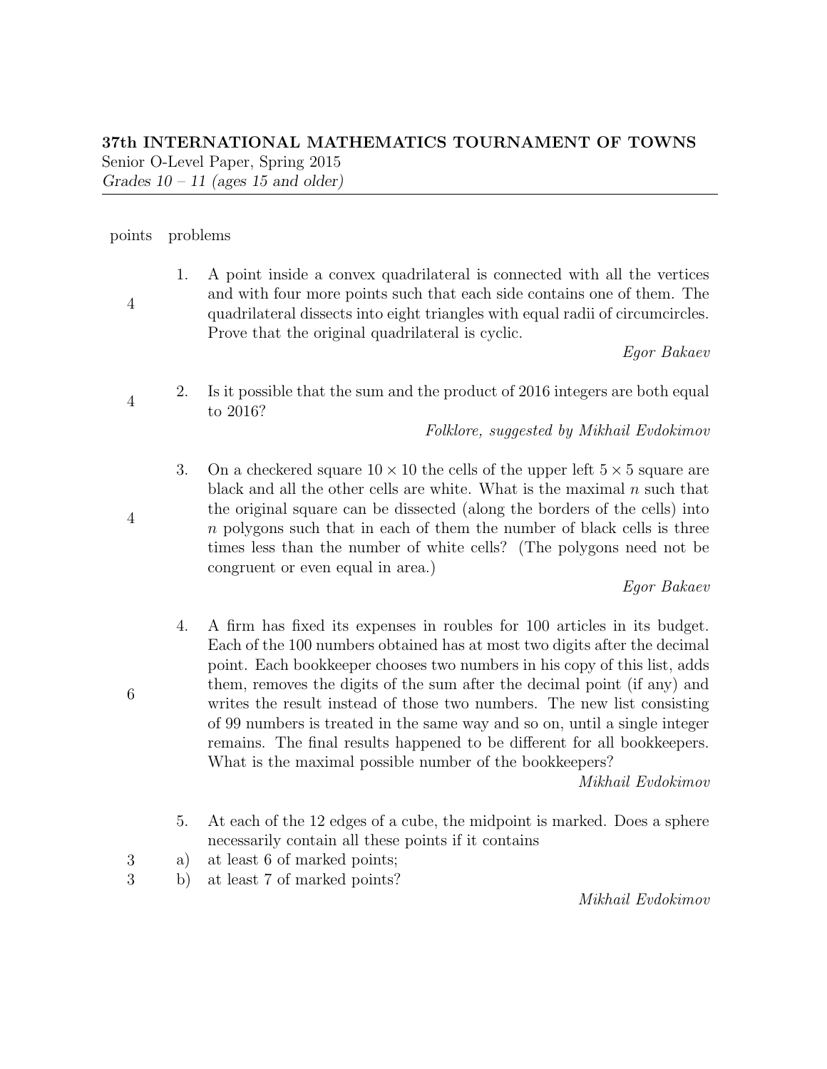**37th INTERNATIONAL MATHEMATICS TOURNAMENT OF TOWNS**
Senior O-Level Paper, Spring 2015
*Grades 10 – 11 (ages 15 and older)*

| points | problems |
|---|---|
| 4 | 1. A point inside a convex quadrilateral is connected with all the vertices and with four more points such that each side contains one of them. The quadrilateral dissects into eight triangles with equal radii of circumcircles. Prove that the original quadrilateral is cyclic. *Egor Bakaev* |
| 4 | 2. Is it possible that the sum and the product of 2016 integers are both equal to 2016? *Folklore, suggested by Mikhail Evdokimov* |
| 4 | 3. On a checkered square $10 \times 10$ the cells of the upper left $5 \times 5$ square are black and all the other cells are white. What is the maximal $n$ such that the original square can be dissected (along the borders of the cells) into $n$ polygons such that in each of them the number of black cells is three times less than the number of white cells? (The polygons need not be congruent or even equal in area.) *Egor Bakaev* |
| 6 | 4. A firm has fixed its expenses in roubles for 100 articles in its budget. Each of the 100 numbers obtained has at most two digits after the decimal point. Each bookkeeper chooses two numbers in his copy of this list, adds them, removes the digits of the sum after the decimal point (if any) and writes the result instead of those two numbers. The new list consisting of 99 numbers is treated in the same way and so on, until a single integer remains. The final results happened to be different for all bookkeepers. What is the maximal possible number of the bookkeepers? *Mikhail Evdokimov* |
| | 5. At each of the 12 edges of a cube, the midpoint is marked. Does a sphere necessarily contain all these points if it contains |
| 3 | a) at least 6 of marked points; |
| 3 | b) at least 7 of marked points? *Mikhail Evdokimov* |